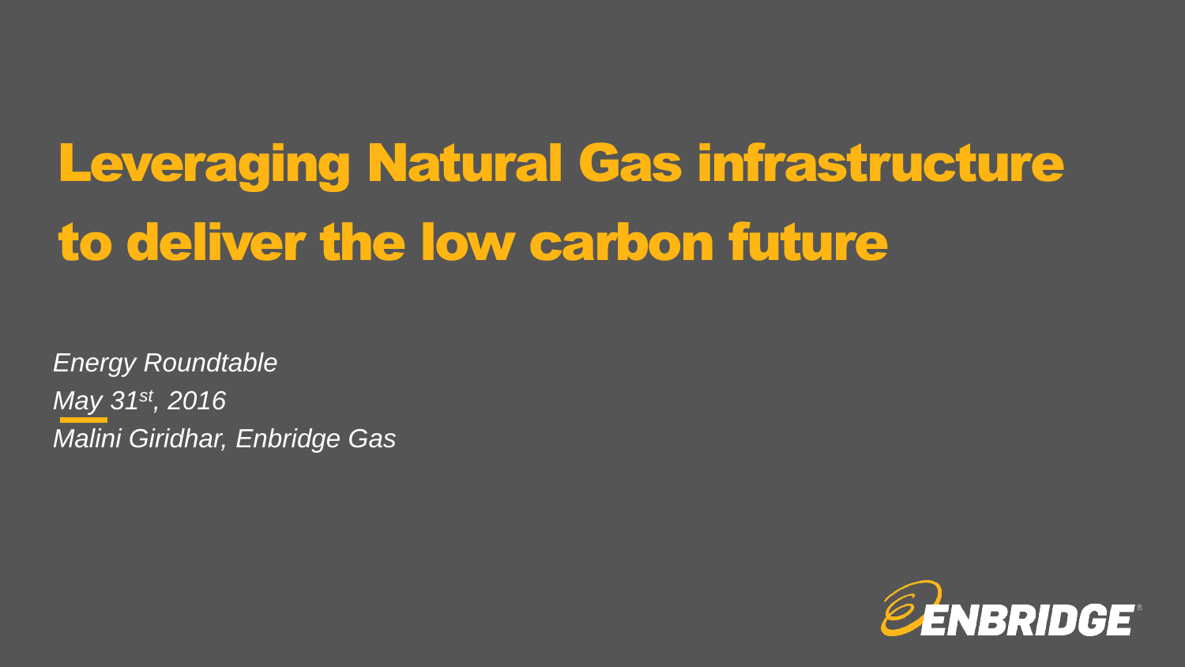# Leveraging Natural Gas infrastructure to deliver the low carbon future

*Energy Roundtable*

*May 31st, 2016*

*Malini Giridhar, Enbridge Gas*

ENBRIDGE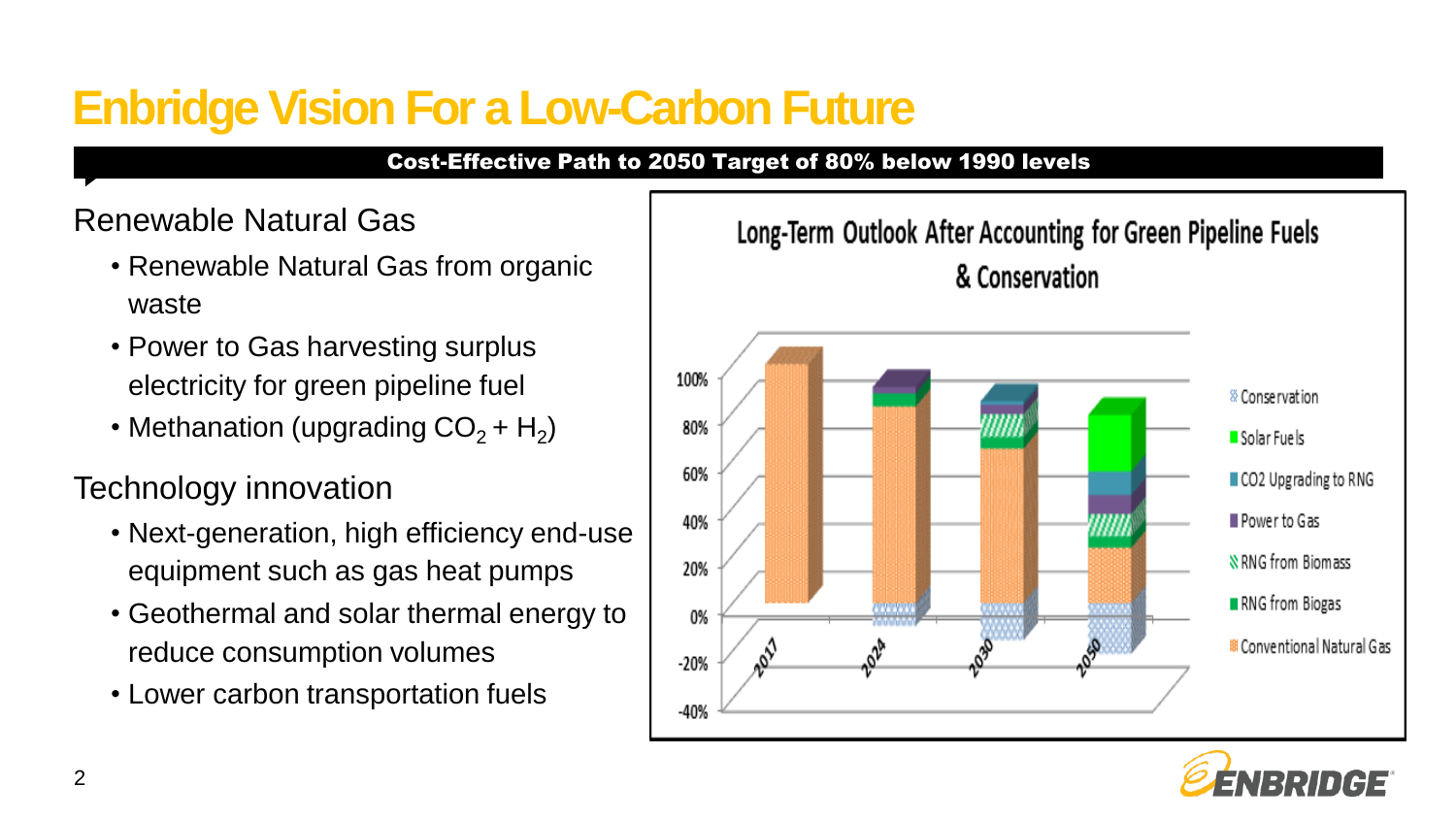# Enbridge Vision For a Low-Carbon Future

**Cost-Effective Path to 2050 Target of 80% below 1990 levels**

## Renewable Natural Gas

- Renewable Natural Gas from organic waste
- Power to Gas harvesting surplus electricity for green pipeline fuel
- Methanation (upgrading $CO_2 + H_2$)

## Technology innovation

- Next-generation, high efficiency end-use equipment such as gas heat pumps
- Geothermal and solar thermal energy to reduce consumption volumes
- Lower carbon transportation fuels

**Long-Term Outlook After Accounting for Green Pipeline Fuels & Conservation**

Years: 2017, 2024, 2030, 2050

Axis: 100%, 80%, 60%, 40%, 20%, 0%, -20%, -40%

Legend: Conservation, Solar Fuels, CO2 Upgrading to RNG, Power to Gas, RNG from Biomass, RNG from Biogas, Conventional Natural Gas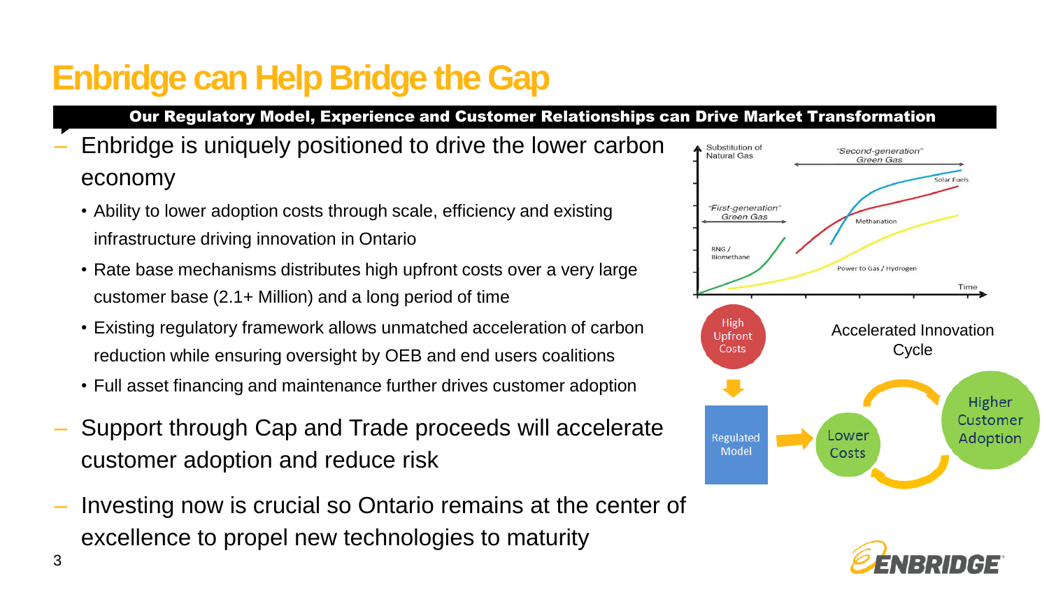# Enbridge can Help Bridge the Gap

**Our Regulatory Model, Experience and Customer Relationships can Drive Market Transformation**

- Enbridge is uniquely positioned to drive the lower carbon economy
  - Ability to lower adoption costs through scale, efficiency and existing infrastructure driving innovation in Ontario
  - Rate base mechanisms distributes high upfront costs over a very large customer base (2.1+ Million) and a long period of time
  - Existing regulatory framework allows unmatched acceleration of carbon reduction while ensuring oversight by OEB and end users coalitions
  - Full asset financing and maintenance further drives customer adoption
- Support through Cap and Trade proceeds will accelerate customer adoption and reduce risk
- Investing now is crucial so Ontario remains at the center of excellence to propel new technologies to maturity

Substitution of Natural Gas

"First-generation" Green Gas

"Second-generation" Green Gas

RNG / Biomethane

Methanation

Solar Fuels

Power to Gas / Hydrogen

Time

High Upfront Costs

Regulated Model

Lower Costs

Higher Customer Adoption

Accelerated Innovation Cycle